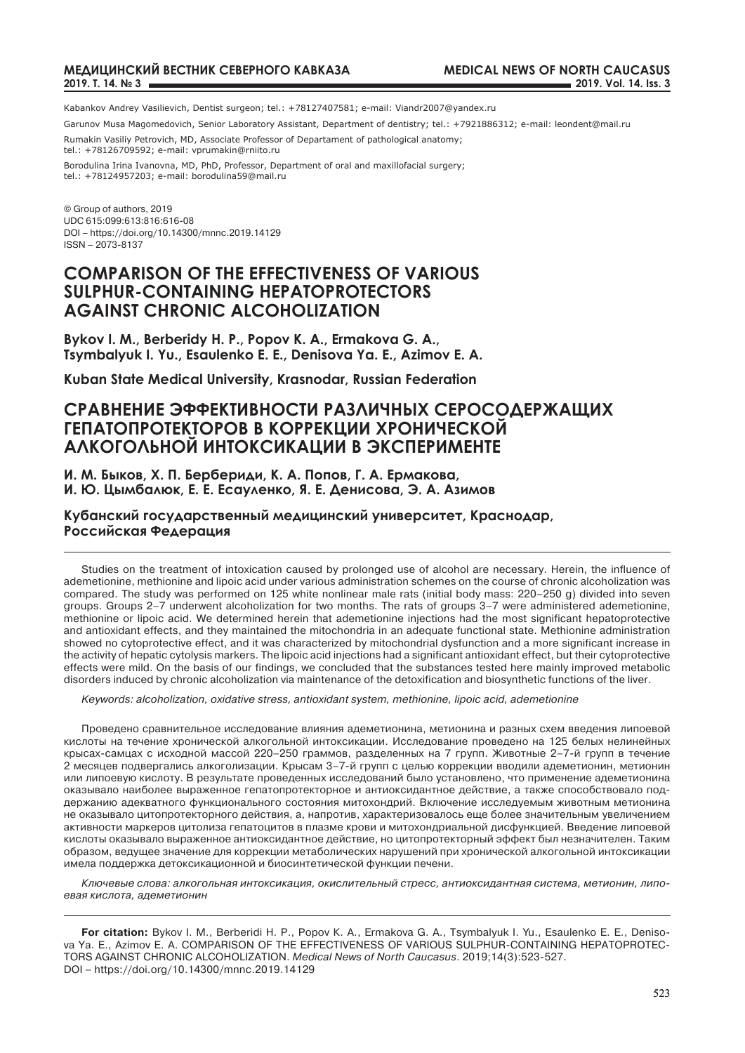Kabankov Andrey Vasilievich, Dentist surgeon; tel.: +78127407581; e-mail: Viandr2007@yandex.ru

Garunov Musa Magomedovich, Senior Laboratory Assistant, Department of dentistry; tel.: +7921886312; e-mail: leondent@mail.ru

Rumakin Vasiliy Petrovich, MD, Associate Professor of Departament of pathological anatomy; tel.: +78126709592; e-mail: vprumakin@rniito.ru

Borodulina Irina Ivanovna, MD, PhD, Professor, Department of oral and maxillofacial surgery; tel.: +78124957203; e-mail: borodulina59@mail.ru

© Group of authors, 2019
UDC 615:099:613:816:616-08
DOI – https://doi.org/10.14300/mnnc.2019.14129
ISSN – 2073-8137

# COMPARISON OF THE EFFECTIVENESS OF VARIOUS SULPHUR-CONTAINING HEPATOPROTECTORS AGAINST CHRONIC ALCOHOLIZATION

**Bykov I. M., Berberidy H. P., Popov K. A., Ermakova G. A., Tsymbalyuk I. Yu., Esaulenko E. E., Denisova Ya. E., Azimov E. A.**

**Kuban State Medical University, Krasnodar, Russian Federation**

# СРАВНЕНИЕ ЭФФЕКТИВНОСТИ РАЗЛИЧНЫХ СЕРОСОДЕРЖАЩИХ ГЕПАТОПРОТЕКТОРОВ В КОРРЕКЦИИ ХРОНИЧЕСКОЙ АЛКОГОЛЬНОЙ ИНТОКСИКАЦИИ В ЭКСПЕРИМЕНТЕ

**И. М. Быков, Х. П. Бербериди, К. А. Попов, Г. А. Ермакова, И. Ю. Цымбалюк, Е. Е. Есауленко, Я. Е. Денисова, Э. А. Азимов**

**Кубанский государственный медицинский университет, Краснодар, Российская Федерация**

Studies on the treatment of intoxication caused by prolonged use of alcohol are necessary. Herein, the influence of ademetionine, methionine and lipoic acid under various administration schemes on the course of chronic alcoholization was compared. The study was performed on 125 white nonlinear male rats (initial body mass: 220–250 g) divided into seven groups. Groups 2–7 underwent alcoholization for two months. The rats of groups 3–7 were administered ademetionine, methionine or lipoic acid. We determined herein that ademetionine injections had the most significant hepatoprotective and antioxidant effects, and they maintained the mitochondria in an adequate functional state. Methionine administration showed no cytoprotective effect, and it was characterized by mitochondrial dysfunction and a more significant increase in the activity of hepatic cytolysis markers. The lipoic acid injections had a significant antioxidant effect, but their cytoprotective effects were mild. On the basis of our findings, we concluded that the substances tested here mainly improved metabolic disorders induced by chronic alcoholization via maintenance of the detoxification and biosynthetic functions of the liver.

*Keywords: alcoholization, oxidative stress, antioxidant system, methionine, lipoic acid, ademetionine*

Проведено сравнительное исследование влияния адеметионина, метионина и разных схем введения липоевой кислоты на течение хронической алкогольной интоксикации. Исследование проведено на 125 белых нелинейных крысах-самцах с исходной массой 220–250 граммов, разделенных на 7 групп. Животные 2–7-й групп в течение 2 месяцев подвергались алкоголизации. Крысам 3–7-й групп с целью коррекции вводили адеметионин, метионин или липоевую кислоту. В результате проведенных исследований было установлено, что применение адеметионина оказывало наиболее выраженное гепатопротекторное и антиоксидантное действие, а также способствовало поддержанию адекватного функционального состояния митохондрий. Включение исследуемым животным метионина не оказывало цитопротекторного действия, а, напротив, характеризовалось еще более значительным увеличением активности маркеров цитолиза гепатоцитов в плазме крови и митохондриальной дисфункцией. Введение липоевой кислоты оказывало выраженное антиоксидантное действие, но цитопротекторный эффект был незначителен. Таким образом, ведущее значение для коррекции метаболических нарушений при хронической алкогольной интоксикации имела поддержка детоксикационной и биосинтетической функции печени.

*Ключевые слова: алкогольная интоксикация, окислительный стресс, антиоксидантная система, метионин, липоевая кислота, адеметионин*

**For citation:** Bykov I. M., Berberidi H. P., Popov K. A., Ermakova G. A., Tsymbalyuk I. Yu., Esaulenko E. E., Denisova Ya. E., Azimov E. A. COMPARISON OF THE EFFECTIVENESS OF VARIOUS SULPHUR-CONTAINING HEPATOPROTECTORS AGAINST CHRONIC ALCOHOLIZATION. *Medical News of North Caucasus*. 2019;14(3):523-527. DOI – https://doi.org/10.14300/mnnc.2019.14129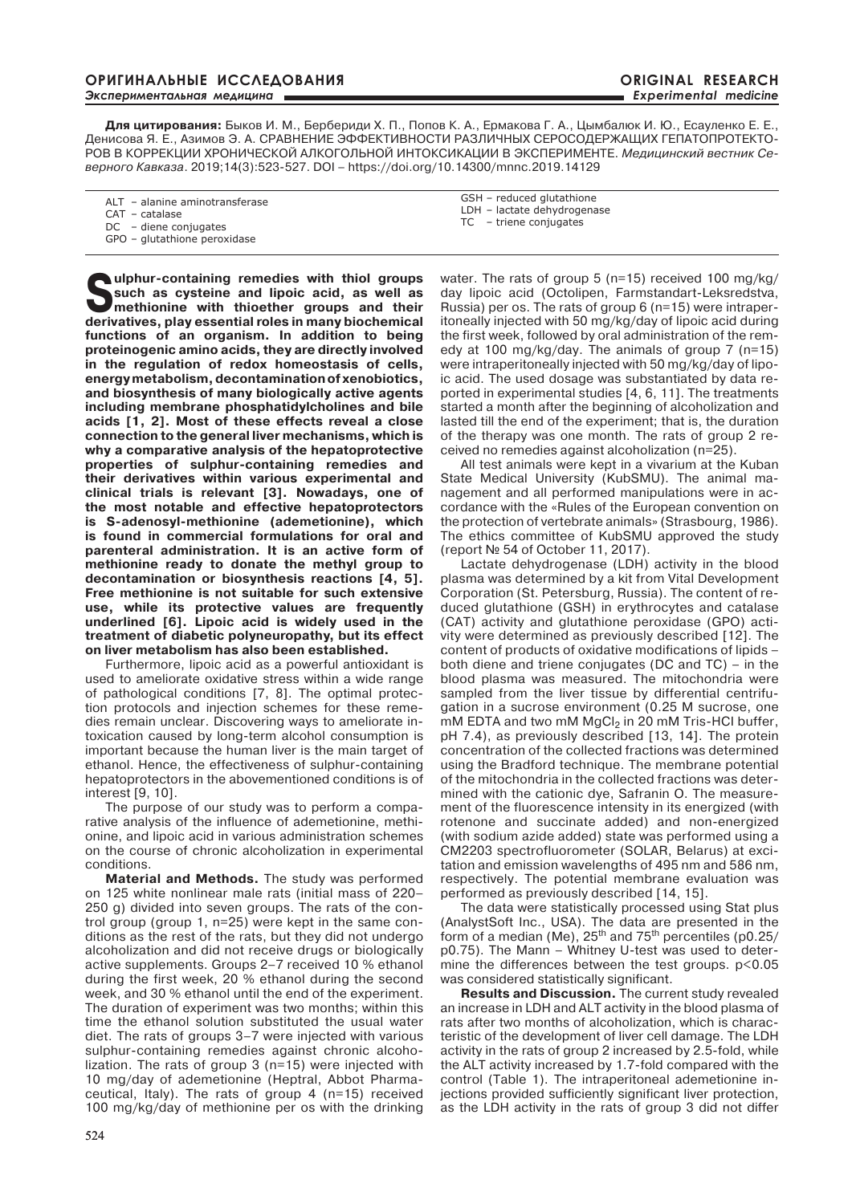**Для цитирования:** Быков И. М., Бербериди Х. П., Попов К. А., Ермакова Г. А., Цымбалюк И. Ю., Есауленко Е. Е., Денисова Я. Е., Азимов Э. А. СРАВНЕНИЕ ЭФФЕКТИВНОСТИ РАЗЛИЧНЫХ СЕРОСОДЕРЖАЩИХ ГЕПАТОПРОТЕКТОРОВ В КОРРЕКЦИИ ХРОНИЧЕСКОЙ АЛКОГОЛЬНОЙ ИНТОКСИКАЦИИ В ЭКСПЕРИМЕНТЕ. *Медицинский вестник Северного Кавказа*. 2019;14(3):523-527. DOI – https://doi.org/10.14300/mnnc.2019.14129

ALT – alanine aminotransferase
CAT – catalase
DC – diene conjugates
GPO – glutathione peroxidase
GSH – reduced glutathione
LDH – lactate dehydrogenase
TC – triene conjugates

**Sulphur-containing remedies with thiol groups such as cysteine and lipoic acid, as well as methionine with thioether groups and their derivatives, play essential roles in many biochemical functions of an organism. In addition to being proteinogenic amino acids, they are directly involved in the regulation of redox homeostasis of cells, energy metabolism, decontamination of xenobiotics, and biosynthesis of many biologically active agents including membrane phosphatidylcholines and bile acids [1, 2]. Most of these effects reveal a close connection to the general liver mechanisms, which is why a comparative analysis of the hepatoprotective properties of sulphur-containing remedies and their derivatives within various experimental and clinical trials is relevant [3]. Nowadays, one of the most notable and effective hepatoprotectors is S-adenosyl-methionine (ademetionine), which is found in commercial formulations for oral and parenteral administration. It is an active form of methionine ready to donate the methyl group to decontamination or biosynthesis reactions [4, 5]. Free methionine is not suitable for such extensive use, while its protective values are frequently underlined [6]. Lipoic acid is widely used in the treatment of diabetic polyneuropathy, but its effect on liver metabolism has also been established.**

Furthermore, lipoic acid as a powerful antioxidant is used to ameliorate oxidative stress within a wide range of pathological conditions [7, 8]. The optimal protection protocols and injection schemes for these remedies remain unclear. Discovering ways to ameliorate intoxication caused by long-term alcohol consumption is important because the human liver is the main target of ethanol. Hence, the effectiveness of sulphur-containing hepatoprotectors in the abovementioned conditions is of interest [9, 10].

The purpose of our study was to perform a comparative analysis of the influence of ademetionine, methionine, and lipoic acid in various administration schemes on the course of chronic alcoholization in experimental conditions.

**Material and Methods.** The study was performed on 125 white nonlinear male rats (initial mass of 220–250 g) divided into seven groups. The rats of the control group (group 1, n=25) were kept in the same conditions as the rest of the rats, but they did not undergo alcoholization and did not receive drugs or biologically active supplements. Groups 2–7 received 10 % ethanol during the first week, 20 % ethanol during the second week, and 30 % ethanol until the end of the experiment. The duration of experiment was two months; within this time the ethanol solution substituted the usual water diet. The rats of groups 3–7 were injected with various sulphur-containing remedies against chronic alcoholization. The rats of group 3 (n=15) were injected with 10 mg/day of ademetionine (Heptral, Abbot Pharmaceutical, Italy). The rats of group 4 (n=15) received 100 mg/kg/day of methionine per os with the drinking water. The rats of group 5 (n=15) received 100 mg/kg/day lipoic acid (Octolipen, Farmstandart-Leksredstva, Russia) per os. The rats of group 6 (n=15) were intraperitoneally injected with 50 mg/kg/day of lipoic acid during the first week, followed by oral administration of the remedy at 100 mg/kg/day. The animals of group 7 (n=15) were intraperitoneally injected with 50 mg/kg/day of lipoic acid. The used dosage was substantiated by data reported in experimental studies [4, 6, 11]. The treatments started a month after the beginning of alcoholization and lasted till the end of the experiment; that is, the duration of the therapy was one month. The rats of group 2 received no remedies against alcoholization (n=25).

All test animals were kept in a vivarium at the Kuban State Medical University (KubSMU). The animal management and all performed manipulations were in accordance with the «Rules of the European convention on the protection of vertebrate animals» (Strasbourg, 1986). The ethics committee of KubSMU approved the study (report № 54 of October 11, 2017).

Lactate dehydrogenase (LDH) activity in the blood plasma was determined by a kit from Vital Development Corporation (St. Petersburg, Russia). The content of reduced glutathione (GSH) in erythrocytes and catalase (CAT) activity and glutathione peroxidase (GPO) activity were determined as previously described [12]. The content of products of oxidative modifications of lipids – both diene and triene conjugates (DC and TC) – in the blood plasma was measured. The mitochondria were sampled from the liver tissue by differential centrifugation in a sucrose environment (0.25 M sucrose, one mM EDTA and two mM $MgCl_2$ in 20 mM Tris-HCl buffer, pH 7.4), as previously described [13, 14]. The protein concentration of the collected fractions was determined using the Bradford technique. The membrane potential of the mitochondria in the collected fractions was determined with the cationic dye, Safranin O. The measurement of the fluorescence intensity in its energized (with rotenone and succinate added) and non-energized (with sodium azide added) state was performed using a CM2203 spectrofluorometer (SOLAR, Belarus) at excitation and emission wavelengths of 495 nm and 586 nm, respectively. The potential membrane evaluation was performed as previously described [14, 15].

The data were statistically processed using Stat plus (AnalystSoft Inc., USA). The data are presented in the form of a median (Me), 25[th] and 75[th] percentiles (p0.25/p0.75). The Mann – Whitney U-test was used to determine the differences between the test groups. $p<0.05$ was considered statistically significant.

**Results and Discussion.** The current study revealed an increase in LDH and ALT activity in the blood plasma of rats after two months of alcoholization, which is characteristic of the development of liver cell damage. The LDH activity in the rats of group 2 increased by 2.5-fold, while the ALT activity increased by 1.7-fold compared with the control (Table 1). The intraperitoneal ademetionine injections provided sufficiently significant liver protection, as the LDH activity in the rats of group 3 did not differ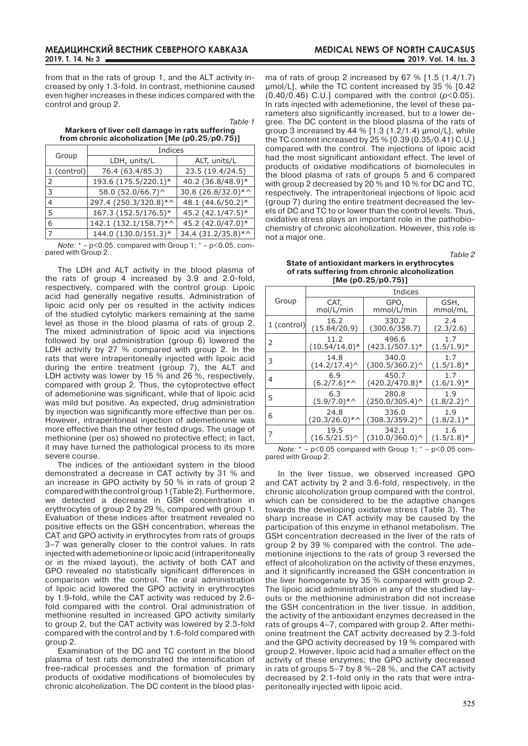from that in the rats of group 1, and the ALT activity increased by only 1.3-fold. In contrast, methionine caused even higher increases in these indices compared with the control and group 2.

*Table 1*

**Markers of liver cell damage in rats suffering from chronic alcoholization [Me (p0.25/p0.75)]**

| Group | Indices | |
|---|---|---|
| | LDH, units/L | ALT, units/L |
| 1 (control) | 76.4 (63.4/85.3) | 23.5 (19.4/24.5) |
| 2 | 193.6 (175.5/220.1)* | 40.2 (36.8/48.9)* |
| 3 | 58.0 (52.0/66.7)^ | 30.8 (26.8/32.0)*^ |
| 4 | 297.4 (250.3/320.8)*^ | 48.1 (44.6/50.2)* |
| 5 | 167.3 (152.5/176.5)* | 45.2 (42.1/47.5)* |
| 6 | 142.1 (132.1/158.7)*^ | 45.2 (42.0/47.0)* |
| 7 | 144.0 (130.0/151.3)* | 34.4 (31.2/35.8)*^ |

*Note:* * – p<0.05, compared with Group 1; ^ – p<0.05, compared with Group 2.

The LDH and ALT activity in the blood plasma of the rats of group 4 increased by 3.9 and 2.0-fold, respectively, compared with the control group. Lipoic acid had generally negative results. Administration of lipoic acid only per os resulted in the activity indices of the studied cytolytic markers remaining at the same level as those in the blood plasma of rats of group 2. The mixed administration of lipoic acid via injections followed by oral administration (group 6) lowered the LDH activity by 27 % compared with group 2. In the rats that were intraperitoneally injected with lipoic acid during the entire treatment (group 7), the ALT and LDH activity was lower by 15 % and 26 %, respectively, compared with group 2. Thus, the cytoprotective effect of ademetionine was significant, while that of lipoic acid was mild but positive. As expected, drug administration by injection was significantly more effective than per os. However, intraperitoneal injection of ademetionine was more effective than the other tested drugs. The usage of methionine (per os) showed no protective effect; in fact, it may have turned the pathological process to its more severe course.

The indices of the antioxidant system in the blood demonstrated a decrease in CAT activity by 31 % and an increase in GPO activity by 50 % in rats of group 2 compared with the control group 1 (Table 2). Furthermore, we detected a decrease in GSH concentration in erythrocytes of group 2 by 29 %, compared with group 1. Evaluation of these indices after treatment revealed no positive effects on the GSH concentration, whereas the CAT and GPO activity in erythrocytes from rats of groups 3–7 was generally closer to the control values. In rats injected with ademetionine or lipoic acid (intraperitoneally or in the mixed layout), the activity of both CAT and GPO revealed no statistically significant differences in comparison with the control. The oral administration of lipoic acid lowered the GPO activity in erythrocytes by 1.9-fold, while the CAT activity was reduced by 2.6-fold compared with the control. Oral administration of methionine resulted in increased GPO activity similarly to group 2, but the CAT activity was lowered by 2.3-fold compared with the control and by 1.6-fold compared with group 2.

Examination of the DC and TC content in the blood plasma of test rats demonstrated the intensification of free-radical processes and the formation of primary products of oxidative modifications of biomolecules by chronic alcoholization. The DC content in the blood plasma of rats of group 2 increased by 67 % [1.5 (1.4/1.7) μmol/L], while the TC content increased by 35 % [0.42 (0.40/0.46) C.U.] compared with the control ($p<0.05$). In rats injected with ademetionine, the level of these parameters also significantly increased, but to a lower degree. The DC content in the blood plasma of the rats of group 3 increased by 44 % [1.3 (1.2/1.4) μmol/L], while the TC content increased by 25 % [0.39 (0.35/0.41) C.U.] compared with the control. The injections of lipoic acid had the most significant antioxidant effect. The level of products of oxidative modifications of biomolecules in the blood plasma of rats of groups 5 and 6 compared with group 2 decreased by 20 % and 10 % for DC and TC, respectively. The intraperitoneal injections of lipoic acid (group 7) during the entire treatment decreased the levels of DC and TC to or lower than the control levels. Thus, oxidative stress plays an important role in the pathobiochemistry of chronic alcoholization. However, this role is not a major one.

*Table 2*

**State of antioxidant markers in erythrocytes of rats suffering from chronic alcoholization [Me (p0.25/p0.75)]**

| Group | Indices | | |
|---|---|---|---|
| | CAT, mol/L/min | GPO, mmol/L/min | GSH, mmol/mL |
| 1 (control) | 16.2 (15.84/20.9) | 330.2 (300.6/358.7) | 2.4 (2.3/2.6) |
| 2 | 11.2 (10.54/14.0)* | 496.6 (423.1/507.1)* | 1.7 (1.5/1.9)* |
| 3 | 14.8 (14.2/17.4)^ | 340.0 (300.5/360.2)^ | 1.7 (1.5/1.8)* |
| 4 | 6.9 (6.2/7.6)*^ | 450.7 (420.2/470.8)* | 1.7 (1.6/1.9)* |
| 5 | 6.3 (5.9/7.0)*^ | 280.8 (250.0/305.4)^ | 1.9 (1.8/2.2)^ |
| 6 | 24.8 (20.3/26.0)*^ | 336.0 (308.3/359.2)^ | 1.9 (1.8/2.1)* |
| 7 | 19.5 (16.5/21.5)^ | 342.1 (310.0/360.0)^ | 1.6 (1.5/1.8)* |

*Note:* * – p<0.05 compared with Group 1; ^ – p<0.05 compared with Group 2.

In the liver tissue, we observed increased GPO and CAT activity by 2 and 3.6-fold, respectively, in the chronic alcoholization group compared with the control, which can be considered to be the adaptive changes towards the developing oxidative stress (Table 3). The sharp increase in CAT activity may be caused by the participation of this enzyme in ethanol metabolism. The GSH concentration decreased in the liver of the rats of group 2 by 39 % compared with the control. The ademetionine injections to the rats of group 3 reversed the effect of alcoholization on the activity of these enzymes, and it significantly increased the GSH concentration in the liver homogenate by 35 % compared with group 2. The lipoic acid administration in any of the studied layouts or the methionine administration did not increase the GSH concentration in the liver tissue. In addition, the activity of the antioxidant enzymes decreased in the rats of groups 4–7, compared with group 2. After methionine treatment the CAT activity decreased by 2.3-fold and the GPO activity decreased by 19 % compared with group 2. However, lipoic acid had a smaller effect on the activity of these enzymes; the GPO activity decreased in rats of groups 5–7 by 8 %–28 %, and the CAT activity decreased by 2.1-fold only in the rats that were intraperitoneally injected with lipoic acid.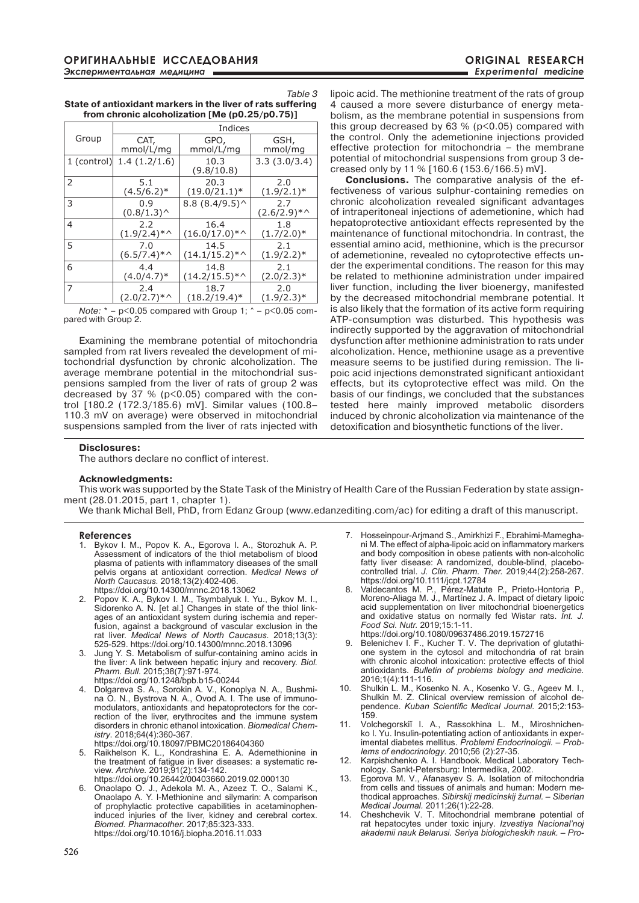*Table 3*

**State of antioxidant markers in the liver of rats suffering from chronic alcoholization [Me (p0.25/p0.75)]**

| Group | Indices | | |
|---|---|---|---|
| | CAT, mmol/L/mg | GPO, mmol/L/mg | GSH, mmol/mg |
| 1 (control) | 1.4 (1.2/1.6) | 10.3 (9.8/10.8) | 3.3 (3.0/3.4) |
| 2 | 5.1 (4.5/6.2)* | 20.3 (19.0/21.1)* | 2.0 (1.9/2.1)* |
| 3 | 0.9 (0.8/1.3)^ | 8.8 (8.4/9.5)^ | 2.7 (2.6/2.9)*^ |
| 4 | 2.2 (1.9/2.4)*^ | 16.4 (16.0/17.0)*^ | 1.8 (1.7/2.0)* |
| 5 | 7.0 (6.5/7.4)*^ | 14.5 (14.1/15.2)*^ | 2.1 (1.9/2.2)* |
| 6 | 4.4 (4.0/4.7)* | 14.8 (14.2/15.5)*^ | 2.1 (2.0/2.3)* |
| 7 | 2.4 (2.0/2.7)*^ | 18.7 (18.2/19.4)* | 2.0 (1.9/2.3)* |

*Note:* * – $p<0.05$ compared with Group 1; ^ – $p<0.05$ compared with Group 2.

Examining the membrane potential of mitochondria sampled from rat livers revealed the development of mitochondrial dysfunction by chronic alcoholization. The average membrane potential in the mitochondrial suspensions sampled from the liver of rats of group 2 was decreased by 37 % ($p<0.05$) compared with the control [180.2 (172.3/185.6) mV]. Similar values (100.8–110.3 mV on average) were observed in mitochondrial suspensions sampled from the liver of rats injected with lipoic acid. The methionine treatment of the rats of group 4 caused a more severe disturbance of energy metabolism, as the membrane potential in suspensions from this group decreased by 63 % ($p<0.05$) compared with the control. Only the ademetionine injections provided effective protection for mitochondria – the membrane potential of mitochondrial suspensions from group 3 decreased only by 11 % [160.6 (153.6/166.5) mV].

**Conclusions.** The comparative analysis of the effectiveness of various sulphur-containing remedies on chronic alcoholization revealed significant advantages of intraperitoneal injections of ademetionine, which had hepatoprotective antioxidant effects represented by the maintenance of functional mitochondria. In contrast, the essential amino acid, methionine, which is the precursor of ademetionine, revealed no cytoprotective effects under the experimental conditions. The reason for this may be related to methionine administration under impaired liver function, including the liver bioenergy, manifested by the decreased mitochondrial membrane potential. It is also likely that the formation of its active form requiring ATP-consumption was disturbed. This hypothesis was indirectly supported by the aggravation of mitochondrial dysfunction after methionine administration to rats under alcoholization. Hence, methionine usage as a preventive measure seems to be justified during remission. The lipoic acid injections demonstrated significant antioxidant effects, but its cytoprotective effect was mild. On the basis of our findings, we concluded that the substances tested here mainly improved metabolic disorders induced by chronic alcoholization via maintenance of the detoxification and biosynthetic functions of the liver.

**Disclosures:**

The authors declare no conflict of interest.

**Acknowledgments:**

This work was supported by the State Task of the Ministry of Health Care of the Russian Federation by state assignment (28.01.2015, part 1, chapter 1).

We thank Michal Bell, PhD, from Edanz Group (www.edanzediting.com/ac) for editing a draft of this manuscript.

## References

1. Bykov I. M., Popov K. A., Egorova I. A., Storozhuk A. P. Assessment of indicators of the thiol metabolism of blood plasma of patients with inflammatory diseases of the small pelvis organs at antioxidant correction. *Medical News of North Caucasus.* 2018;13(2):402-406. https://doi.org/10.14300/mnnc.2018.13062
2. Popov K. A., Bykov I. M., Tsymbalyuk I. Yu., Bykov M. I., Sidorenko A. N. [et al.] Changes in state of the thiol linkages of an antioxidant system during ischemia and reperfusion, against a background of vascular exclusion in the rat liver. *Medical News of North Caucasus.* 2018;13(3): 525-529. https://doi.org/10.14300/mnnc.2018.13096
3. Jung Y. S. Metabolism of sulfur-containing amino acids in the liver: A link between hepatic injury and recovery. *Biol. Pharm. Bull.* 2015;38(7):971-974. https://doi.org/10.1248/bpb.b15-00244
4. Dolgareva S. A., Sorokin A. V., Konoplya N. A., Bushmina O. N., Bystrova N. A., Ovod A. I. The use of immunomodulators, antioxidants and hepatoprotectors for the correction of the liver, erythrocites and the immune system disorders in chronic ethanol intoxication. *Biomedical Chemistry.* 2018;64(4):360-367. https://doi.org/10.18097/PBMC20186404360
5. Raikhelson K. L., Kondrashina E. A. Ademethionine in the treatment of fatigue in liver diseases: a systematic review. *Archive.* 2019;91(2):134-142. https://doi.org/10.26442/00403660.2019.02.000130
6. Onaolapo O. J., Adekola M. A., Azeez T. O., Salami K., Onaolapo A. Y. l-Methionine and silymarin: A comparison of prophylactic protective capabilities in acetaminophen-induced injuries of the liver, kidney and cerebral cortex. *Biomed. Pharmacother.* 2017;85:323-333. https://doi.org/10.1016/j.biopha.2016.11.033
7. Hosseinpour-Arjmand S., Amirkhizi F., Ebrahimi-Mameghani M. The effect of alpha-lipoic acid on inflammatory markers and body composition in obese patients with non-alcoholic fatty liver disease: A randomized, double-blind, placebo-controlled trial. *J. Clin. Pharm. Ther.* 2019;44(2):258-267. https://doi.org/10.1111/jcpt.12784
8. Valdecantos M. P., Pérez-Matute P., Prieto-Hontoria P., Moreno-Aliaga M. J., Martínez J. A. Impact of dietary lipoic acid supplementation on liver mitochondrial bioenergetics and oxidative status on normally fed Wistar rats. *Int. J. Food Sci. Nutr.* 2019;15:1-11. https://doi.org/10.1080/09637486.2019.1572716
9. Belenichev I. F., Kucher T. V. The deprivation of glutathione system in the cytosol and mitochondria of rat brain with chronic alcohol intoxication: protective effects of thiol antioxidants. *Bulletin of problems biology and medicine.* 2016;1(4):111-116.
10. Shulkin L. M., Kosenko N. A., Kosenko V. G., Ageev M. I., Shulkin M. Z. Clinical overview remission of alcohol dependence. *Kuban Scientific Medical Journal.* 2015;2:153-159.
11. Volchegorskiĭ I. A., Rassokhina L. M., Miroshnichenko I. Yu. Insulin-potentiating action of antioxidants in experimental diabetes mellitus. *Problemi Endocrinologii. – Problems of endocrinology*. 2010;56 (2):27-35.
12. Karpishchenko A. I. Handbook. Medical Laboratory Technology. Sankt-Petersburg: Intermedika, 2002.
13. Egorova M. V., Afanasyev S. A. Isolation of mitochondria from cells and tissues of animals and human: Modern methodical approaches. *Sibirskij medicinskij žurnal. – Siberian Medical Journal.* 2011;26(1):22-28.
14. Cheshchevik V. T. Mitochondrial membrane potential of rat hepatocytes under toxic injury. *Izvestiya Nacional'noj akademii nauk Belarusi. Seriya biologicheskih nauk. – Pro-*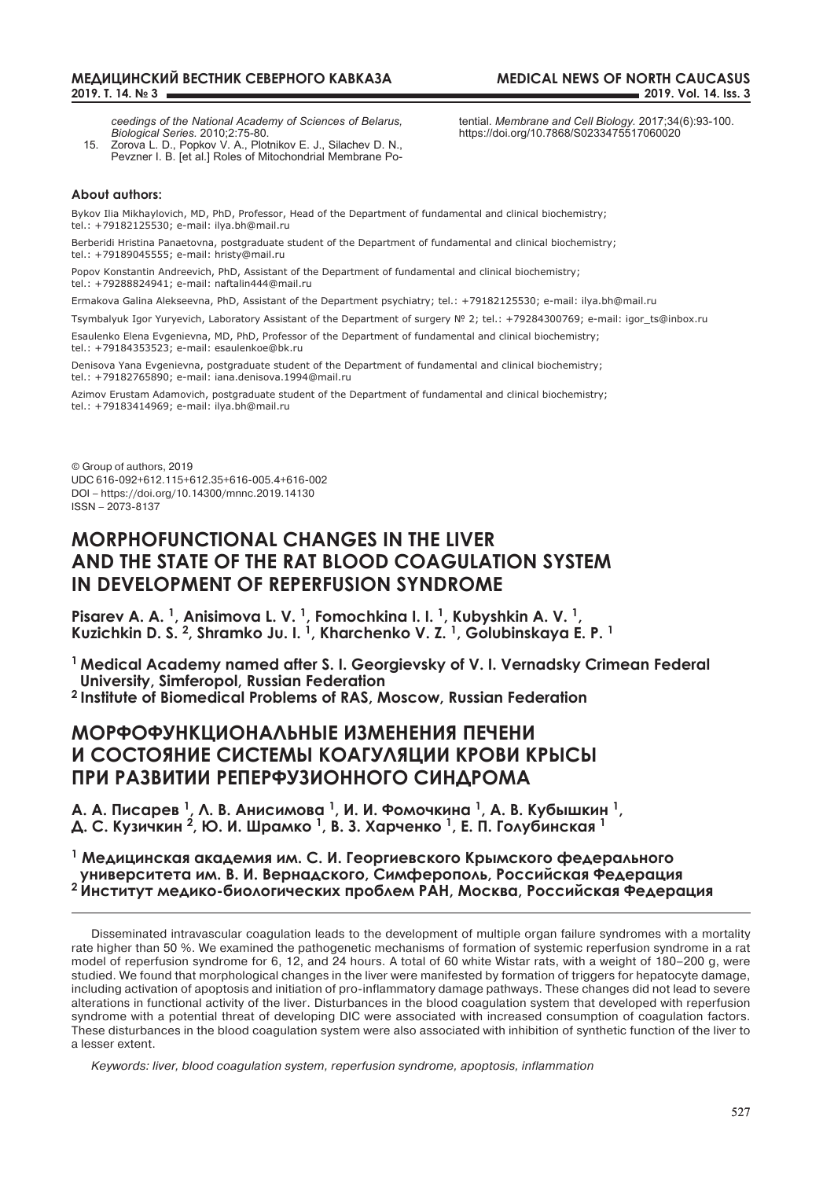ceedings of the National Academy of Sciences of Belarus, *Biological Series.* 2010;2:75-80.

15. Zorova L. D., Popkov V. A., Plotnikov E. J., Silachev D. N., Pevzner I. B. [et al.] Roles of Mitochondrial Membrane Potential. *Membrane and Cell Biology.* 2017;34(6):93-100. https://doi.org/10.7868/S0233475517060020

**About authors:**

Bykov Ilia Mikhaylovich, MD, PhD, Professor, Head of the Department of fundamental and clinical biochemistry; tel.: +79182125530; e-mail: ilya.bh@mail.ru

Berberidi Hristina Panaetovna, postgraduate student of the Department of fundamental and clinical biochemistry; tel.: +79189045555; e-mail: hristy@mail.ru

Popov Konstantin Andreevich, PhD, Assistant of the Department of fundamental and clinical biochemistry; tel.: +79288824941; e-mail: naftalin444@mail.ru

Ermakova Galina Alekseevna, PhD, Assistant of the Department psychiatry; tel.: +79182125530; e-mail: ilya.bh@mail.ru

Tsymbalyuk Igor Yuryevich, Laboratory Assistant of the Department of surgery № 2; tel.: +79284300769; e-mail: igor_ts@inbox.ru

Esaulenko Elena Evgenievna, MD, PhD, Professor of the Department of fundamental and clinical biochemistry; tel.: +79184353523; e-mail: esaulenkoe@bk.ru

Denisova Yana Evgenievna, postgraduate student of the Department of fundamental and clinical biochemistry; tel.: +79182765890; e-mail: iana.denisova.1994@mail.ru

Azimov Erustam Adamovich, postgraduate student of the Department of fundamental and clinical biochemistry; tel.: +79183414969; e-mail: ilya.bh@mail.ru

© Group of authors, 2019
UDC 616-092+612.115+612.35+616-005.4+616-002
DOI – https://doi.org/10.14300/mnnc.2019.14130
ISSN – 2073-8137

# MORPHOFUNCTIONAL CHANGES IN THE LIVER AND THE STATE OF THE RAT BLOOD COAGULATION SYSTEM IN DEVELOPMENT OF REPERFUSION SYNDROME

**Pisarev A. A. [1], Anisimova L. V. [1], Fomochkina I. I. [1], Kubyshkin A. V. [1], Kuzichkin D. S. [2], Shramko Ju. I. [1], Kharchenko V. Z. [1], Golubinskaya E. P. [1]**

**[1] Medical Academy named after S. I. Georgievsky of V. I. Vernadsky Crimean Federal University, Simferopol, Russian Federation**
**[2] Institute of Biomedical Problems of RAS, Moscow, Russian Federation**

# МОРФОФУНКЦИОНАЛЬНЫЕ ИЗМЕНЕНИЯ ПЕЧЕНИ И СОСТОЯНИЕ СИСТЕМЫ КОАГУЛЯЦИИ КРОВИ КРЫСЫ ПРИ РАЗВИТИИ РЕПЕРФУЗИОННОГО СИНДРОМА

**А. А. Писарев [1], Л. В. Анисимова [1], И. И. Фомочкина [1], А. В. Кубышкин [1], Д. С. Кузичкин [2], Ю. И. Шрамко [1], В. З. Харченко [1], Е. П. Голубинская [1]**

**[1] Медицинская академия им. С. И. Георгиевского Крымского федерального университета им. В. И. Вернадского, Симферополь, Российская Федерация**
**[2] Институт медико-биологических проблем РАН, Москва, Российская Федерация**

Disseminated intravascular coagulation leads to the development of multiple organ failure syndromes with a mortality rate higher than 50 %. We examined the pathogenetic mechanisms of formation of systemic reperfusion syndrome in a rat model of reperfusion syndrome for 6, 12, and 24 hours. A total of 60 white Wistar rats, with a weight of 180–200 g, were studied. We found that morphological changes in the liver were manifested by formation of triggers for hepatocyte damage, including activation of apoptosis and initiation of pro-inflammatory damage pathways. These changes did not lead to severe alterations in functional activity of the liver. Disturbances in the blood coagulation system that developed with reperfusion syndrome with a potential threat of developing DIC were associated with increased consumption of coagulation factors. These disturbances in the blood coagulation system were also associated with inhibition of synthetic function of the liver to a lesser extent.

*Keywords: liver, blood coagulation system, reperfusion syndrome, apoptosis, inflammation*